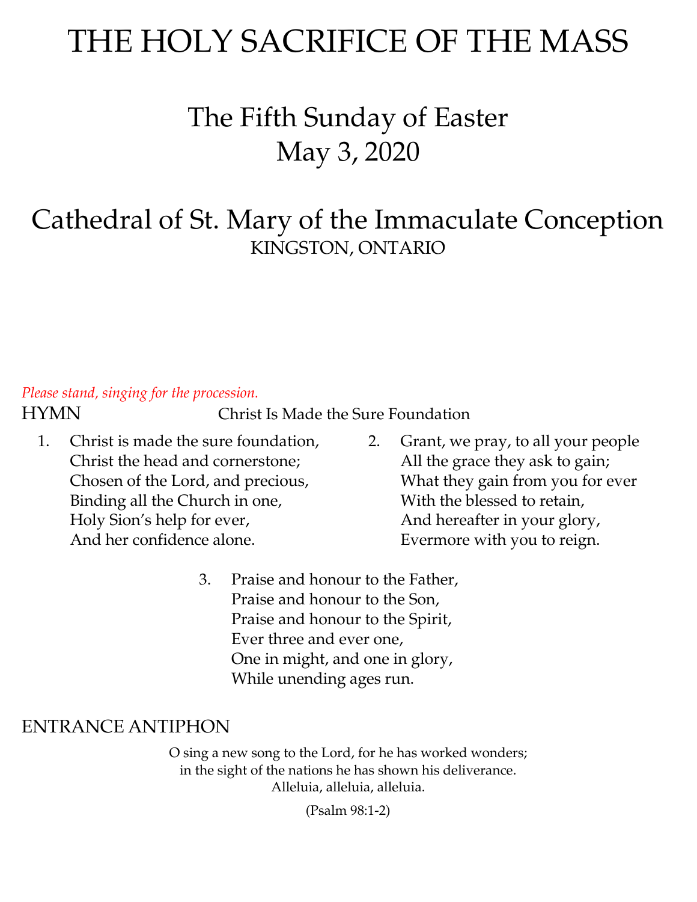# THE HOLY SACRIFICE OF THE MASS

## The Fifth Sunday of Easter
## May 3, 2020

## Cathedral of St. Mary of the Immaculate Conception
KINGSTON, ONTARIO

*Please stand, singing for the procession.*

HYMN — Christ Is Made the Sure Foundation

1. Christ is made the sure foundation,
   Christ the head and cornerstone;
   Chosen of the Lord, and precious,
   Binding all the Church in one,
   Holy Sion's help for ever,
   And her confidence alone.

2. Grant, we pray, to all your people
   All the grace they ask to gain;
   What they gain from you for ever
   With the blessed to retain,
   And hereafter in your glory,
   Evermore with you to reign.

3. Praise and honour to the Father,
   Praise and honour to the Son,
   Praise and honour to the Spirit,
   Ever three and ever one,
   One in might, and one in glory,
   While unending ages run.

ENTRANCE ANTIPHON

O sing a new song to the Lord, for he has worked wonders;
in the sight of the nations he has shown his deliverance.
Alleluia, alleluia, alleluia.

(Psalm 98:1-2)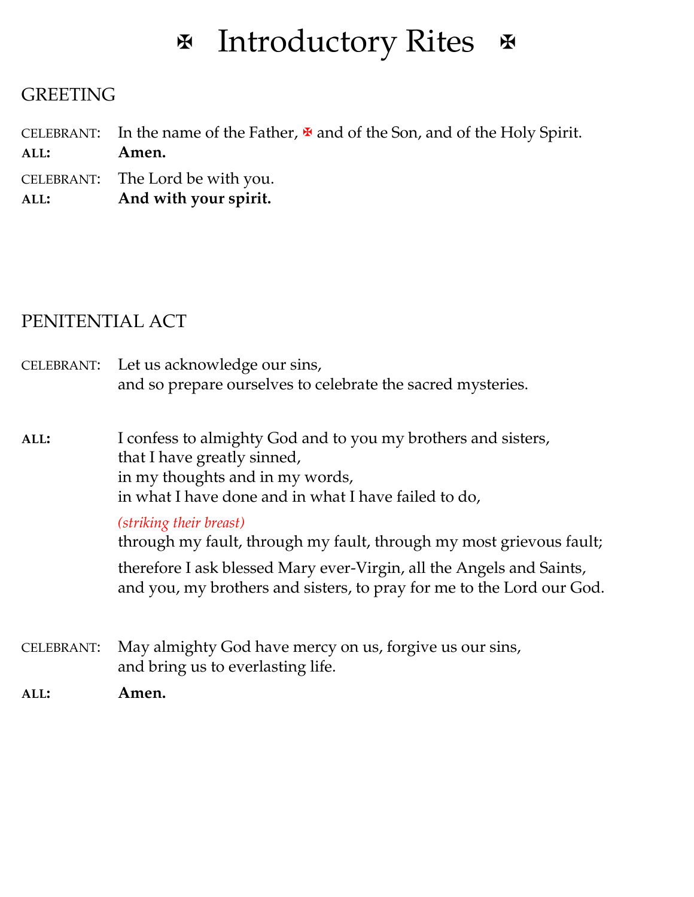# ✠ Introductory Rites ✠

## GREETING

CELEBRANT: In the name of the Father, ✠ and of the Son, and of the Holy Spirit.
**ALL: Amen.**

CELEBRANT: The Lord be with you.
**ALL: And with your spirit.**

## PENITENTIAL ACT

CELEBRANT: Let us acknowledge our sins,
and so prepare ourselves to celebrate the sacred mysteries.

**ALL:** I confess to almighty God and to you my brothers and sisters,
that I have greatly sinned,
in my thoughts and in my words,
in what I have done and in what I have failed to do,

*(striking their breast)*
through my fault, through my fault, through my most grievous fault;

therefore I ask blessed Mary ever-Virgin, all the Angels and Saints,
and you, my brothers and sisters, to pray for me to the Lord our God.

CELEBRANT: May almighty God have mercy on us, forgive us our sins,
and bring us to everlasting life.

**ALL: Amen.**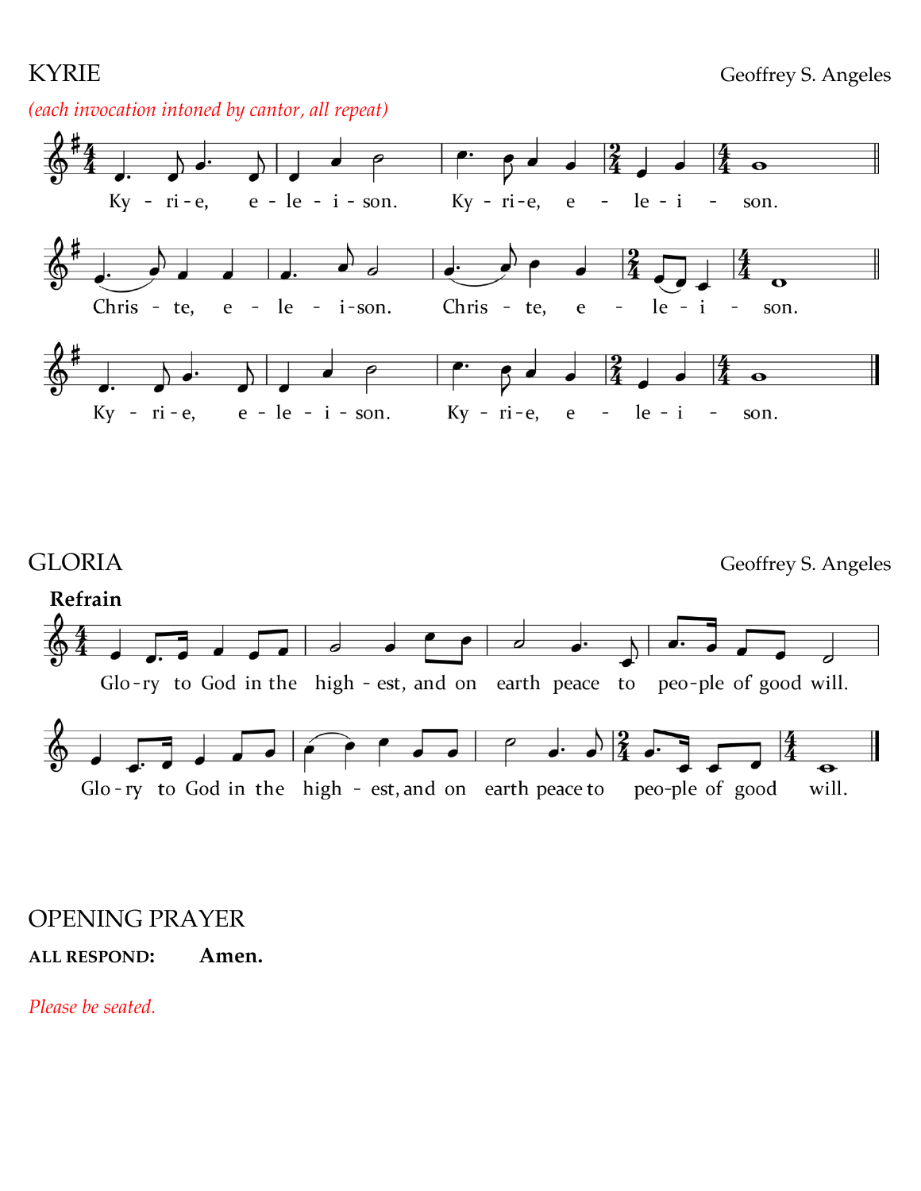## KYRIE

Geoffrey S. Angeles

*(each invocation intoned by cantor, all repeat)*

Ky - ri - e, e - le - i - son. Ky - ri - e, e - le - i - son.

Chris - te, e - le - i - son. Chris - te, e - le - i - son.

Ky - ri - e, e - le - i - son. Ky - ri - e, e - le - i - son.

## GLORIA

Geoffrey S. Angeles

**Refrain**

Glo - ry to God in the high - est, and on earth peace to peo - ple of good will.

Glo - ry to God in the high - est, and on earth peace to peo - ple of good will.

## OPENING PRAYER

**ALL RESPOND:** **Amen.**

*Please be seated.*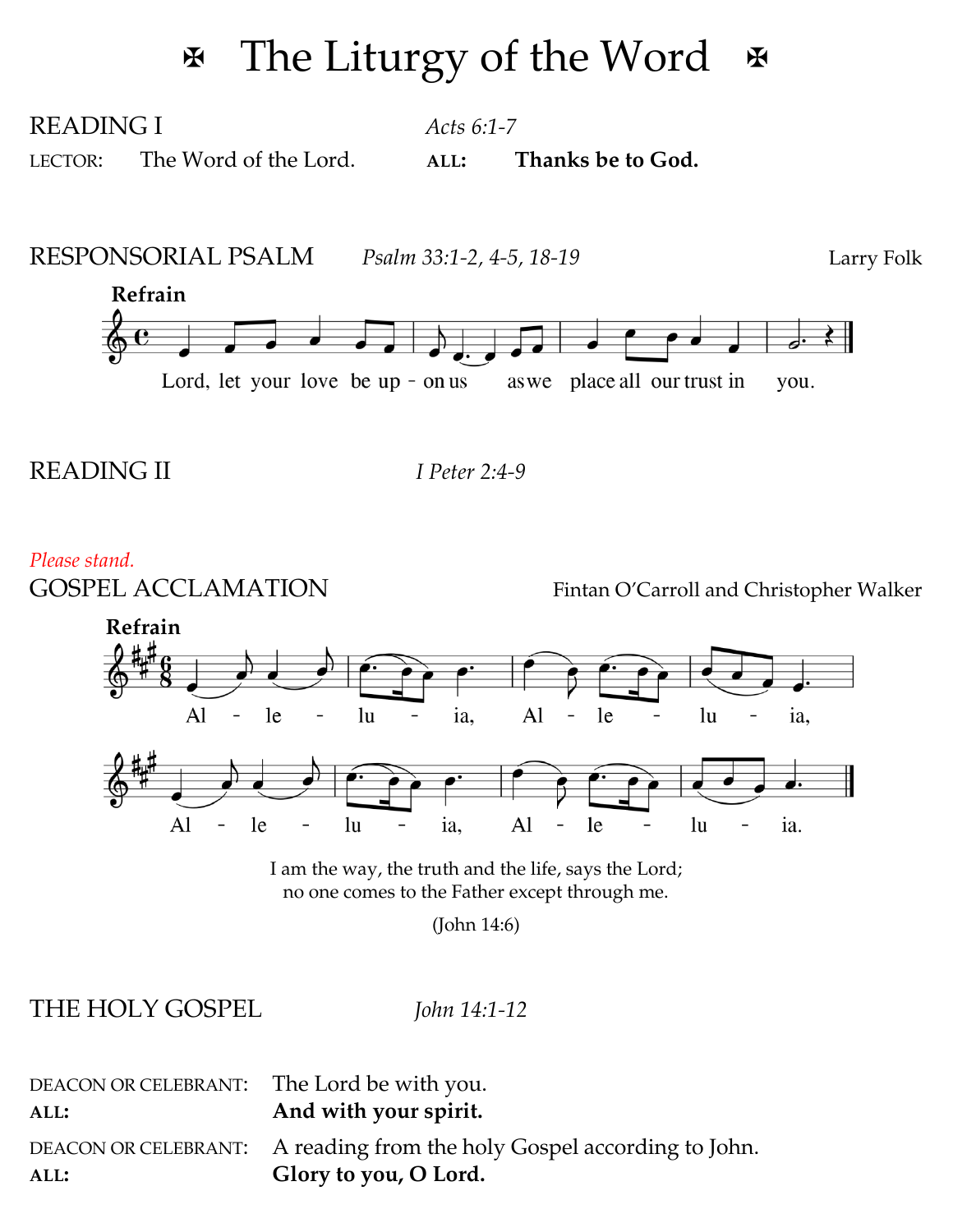# ✠ The Liturgy of the Word ✠

READING I *Acts 6:1-7*

LECTOR: The Word of the Lord. **ALL: Thanks be to God.**

RESPONSORIAL PSALM *Psalm 33:1-2, 4-5, 18-19* Larry Folk

**Refrain**

Lord, let your love be upon us as we place all our trust in you.

READING II *I Peter 2:4-9*

*Please stand.*

GOSPEL ACCLAMATION Fintan O'Carroll and Christopher Walker

**Refrain**

Alleluia, Alleluia, Alleluia, Alleluia.

I am the way, the truth and the life, says the Lord;
no one comes to the Father except through me.

(John 14:6)

THE HOLY GOSPEL *John 14:1-12*

DEACON OR CELEBRANT: The Lord be with you.
**ALL: And with your spirit.**

DEACON OR CELEBRANT: A reading from the holy Gospel according to John.
**ALL: Glory to you, O Lord.**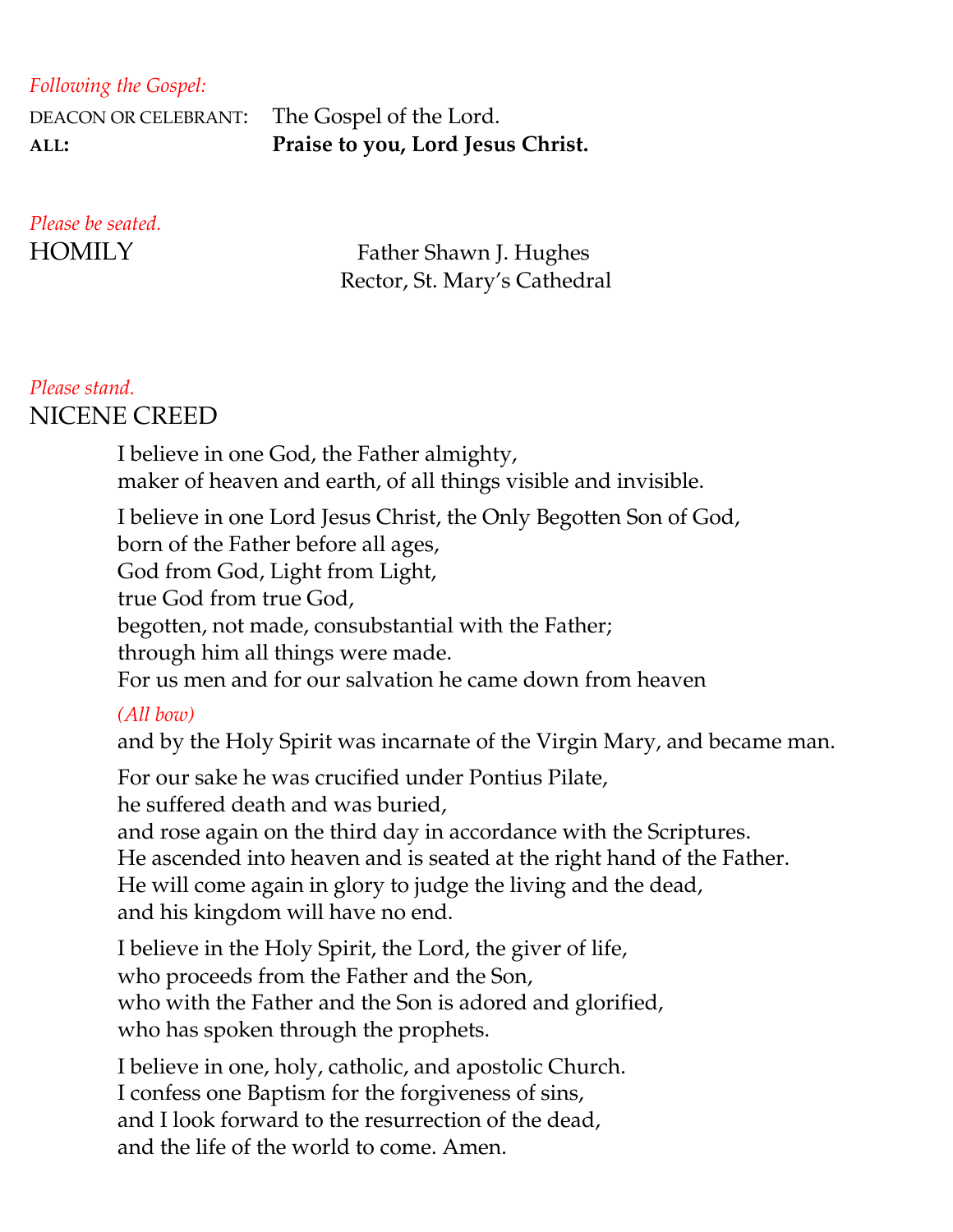*Following the Gospel:*

DEACON OR CELEBRANT: The Gospel of the Lord.
**ALL: Praise to you, Lord Jesus Christ.**

*Please be seated.*

## HOMILY

Father Shawn J. Hughes
Rector, St. Mary's Cathedral

*Please stand.*

## NICENE CREED

I believe in one God, the Father almighty,
maker of heaven and earth, of all things visible and invisible.

I believe in one Lord Jesus Christ, the Only Begotten Son of God,
born of the Father before all ages,
God from God, Light from Light,
true God from true God,
begotten, not made, consubstantial with the Father;
through him all things were made.
For us men and for our salvation he came down from heaven

*(All bow)*
and by the Holy Spirit was incarnate of the Virgin Mary, and became man.

For our sake he was crucified under Pontius Pilate,
he suffered death and was buried,
and rose again on the third day in accordance with the Scriptures.
He ascended into heaven and is seated at the right hand of the Father.
He will come again in glory to judge the living and the dead,
and his kingdom will have no end.

I believe in the Holy Spirit, the Lord, the giver of life,
who proceeds from the Father and the Son,
who with the Father and the Son is adored and glorified,
who has spoken through the prophets.

I believe in one, holy, catholic, and apostolic Church.
I confess one Baptism for the forgiveness of sins,
and I look forward to the resurrection of the dead,
and the life of the world to come. Amen.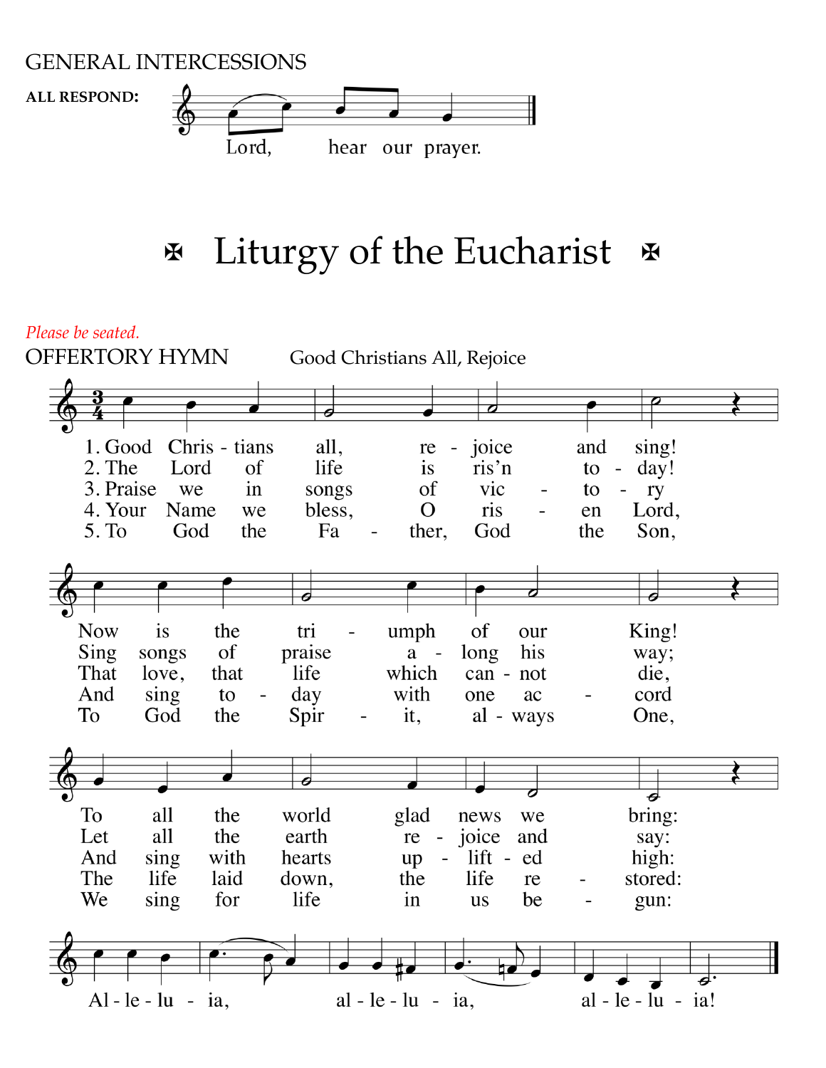GENERAL INTERCESSIONS

**ALL RESPOND:** Lord, hear our prayer.

# ✠ Liturgy of the Eucharist ✠

*Please be seated.*

OFFERTORY HYMN — Good Christians All, Rejoice

1. Good Christians all, rejoice and sing!
Now is the triumph of our King!
To all the world glad news we bring:
Alleluia, alleluia, alleluia!

2. The Lord of life is ris'n today!
Sing songs of praise along his way;
Let all the earth rejoice and say:
Alleluia, alleluia, alleluia!

3. Praise we in songs of victory
That love, that life which cannot die,
And sing with hearts uplifted high:
Alleluia, alleluia, alleluia!

4. Your Name we bless, O risen Lord,
And sing today with one accord
The life laid down, the life restored:
Alleluia, alleluia, alleluia!

5. To God the Father, God the Son,
To God the Spirit, always One,
We sing for life in us begun:
Alleluia, alleluia, alleluia!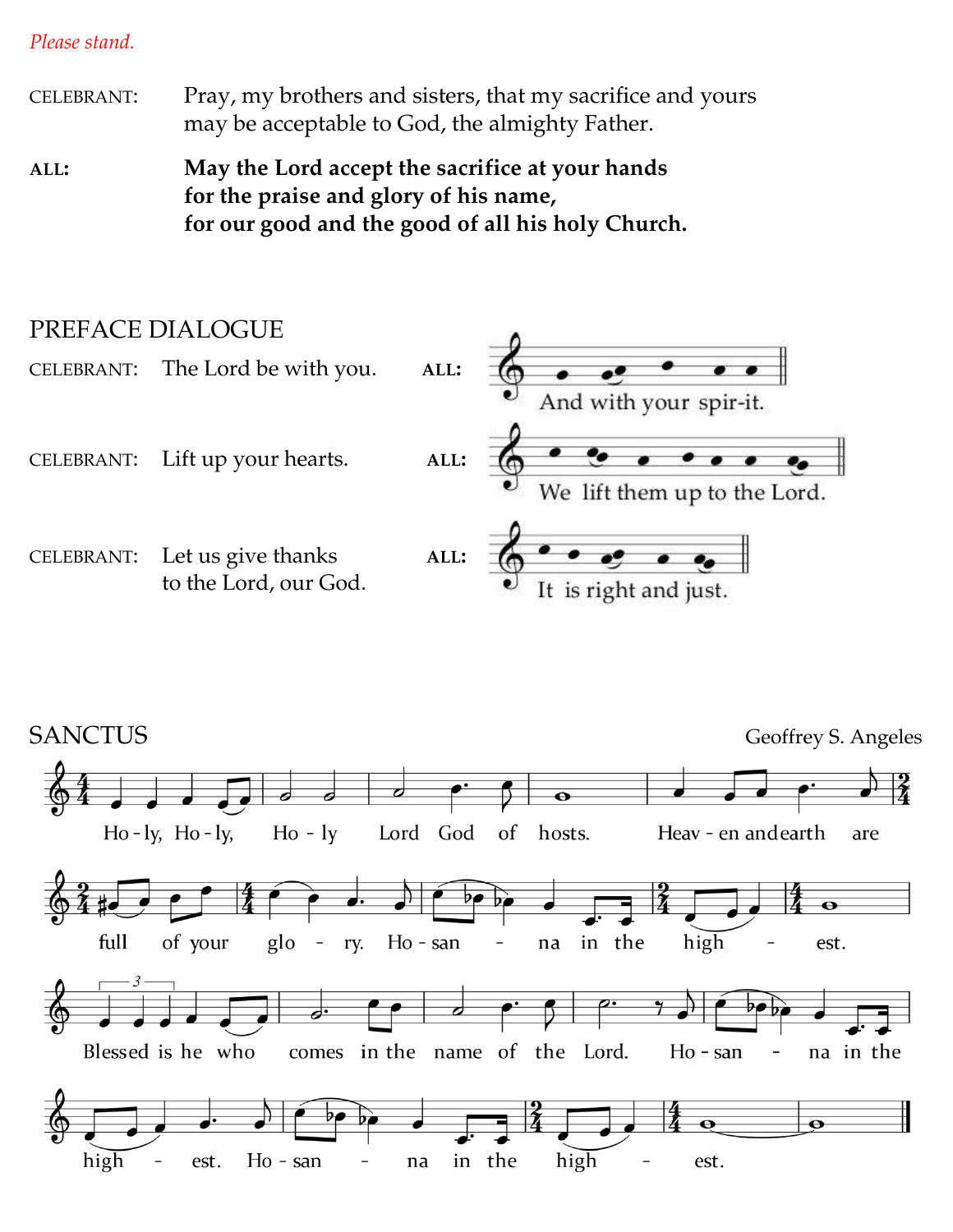*Please stand.*

CELEBRANT: Pray, my brothers and sisters, that my sacrifice and yours may be acceptable to God, the almighty Father.

**ALL: May the Lord accept the sacrifice at your hands for the praise and glory of his name, for our good and the good of all his holy Church.**

## PREFACE DIALOGUE

CELEBRANT: The Lord be with you. **ALL:** And with your spir-it.

CELEBRANT: Lift up your hearts. **ALL:** We lift them up to the Lord.

CELEBRANT: Let us give thanks to the Lord, our God. **ALL:** It is right and just.

## SANCTUS

Geoffrey S. Angeles

Ho-ly, Ho-ly, Ho-ly Lord God of hosts. Heav-en and earth are full of your glo-ry. Ho-san-na in the high-est.

Blessed is he who comes in the name of the Lord. Ho-san-na in the high-est. Ho-san-na in the high-est.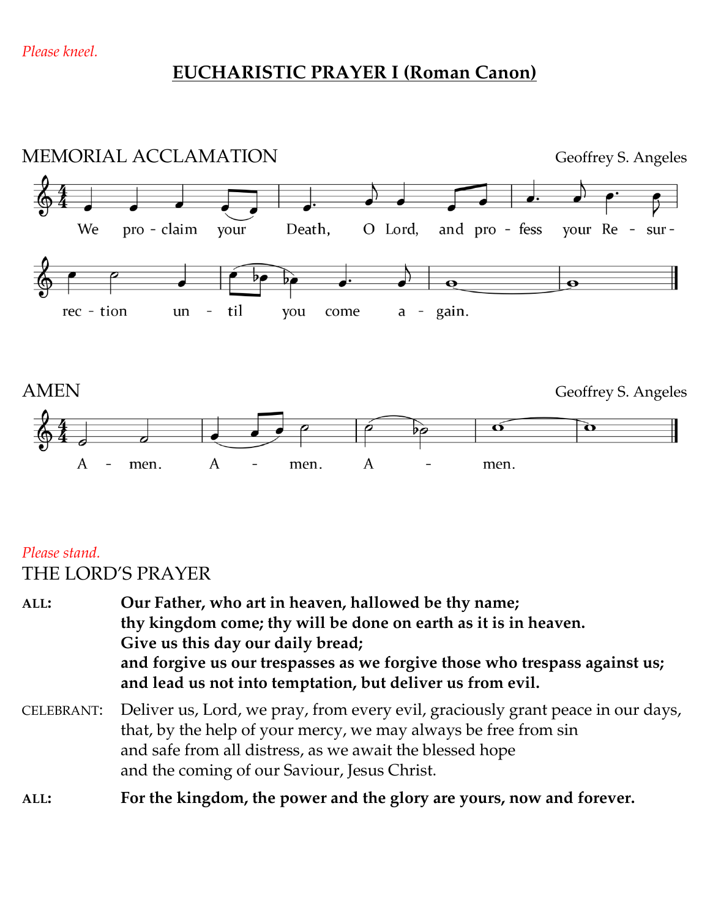*Please kneel.*

## EUCHARISTIC PRAYER I (Roman Canon)

MEMORIAL ACCLAMATION

Geoffrey S. Angeles

We proclaim your Death, O Lord, and profess your Resurrection until you come again.

AMEN

Geoffrey S. Angeles

Amen. Amen. Amen.

*Please stand.*

THE LORD'S PRAYER

ALL: **Our Father, who art in heaven, hallowed be thy name;**
**thy kingdom come; thy will be done on earth as it is in heaven.**
**Give us this day our daily bread;**
**and forgive us our trespasses as we forgive those who trespass against us;**
**and lead us not into temptation, but deliver us from evil.**

CELEBRANT: Deliver us, Lord, we pray, from every evil, graciously grant peace in our days,
that, by the help of your mercy, we may always be free from sin
and safe from all distress, as we await the blessed hope
and the coming of our Saviour, Jesus Christ.

ALL: **For the kingdom, the power and the glory are yours, now and forever.**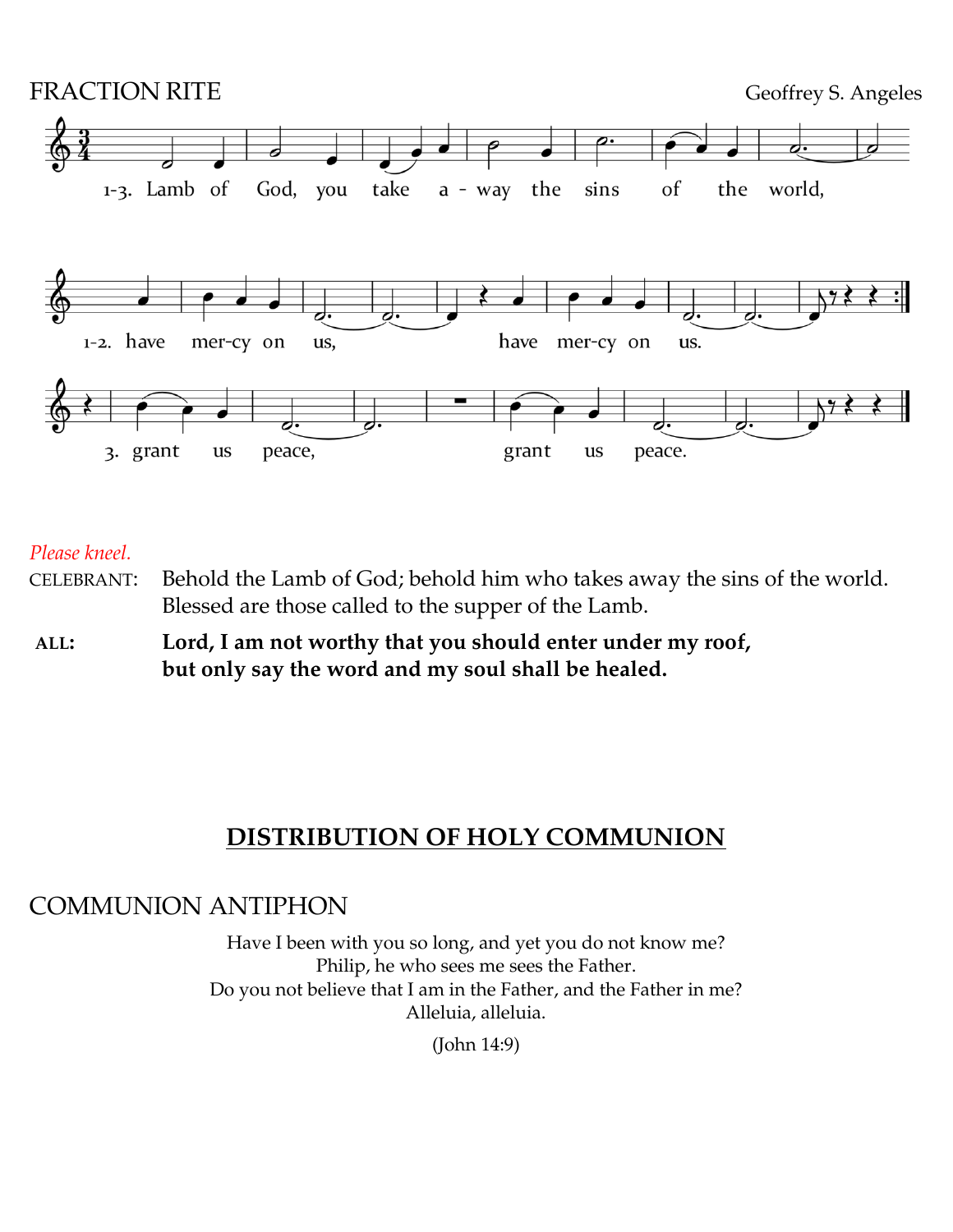FRACTION RITE

Geoffrey S. Angeles

1-3. Lamb of God, you take a - way the sins of the world,

1-2. have mer-cy on us, have mer-cy on us.

3. grant us peace, grant us peace.

*Please kneel.*

CELEBRANT: Behold the Lamb of God; behold him who takes away the sins of the world. Blessed are those called to the supper of the Lamb.

**ALL: Lord, I am not worthy that you should enter under my roof, but only say the word and my soul shall be healed.**

## DISTRIBUTION OF HOLY COMMUNION

### COMMUNION ANTIPHON

Have I been with you so long, and yet you do not know me?
Philip, he who sees me sees the Father.
Do you not believe that I am in the Father, and the Father in me?
Alleluia, alleluia.

(John 14:9)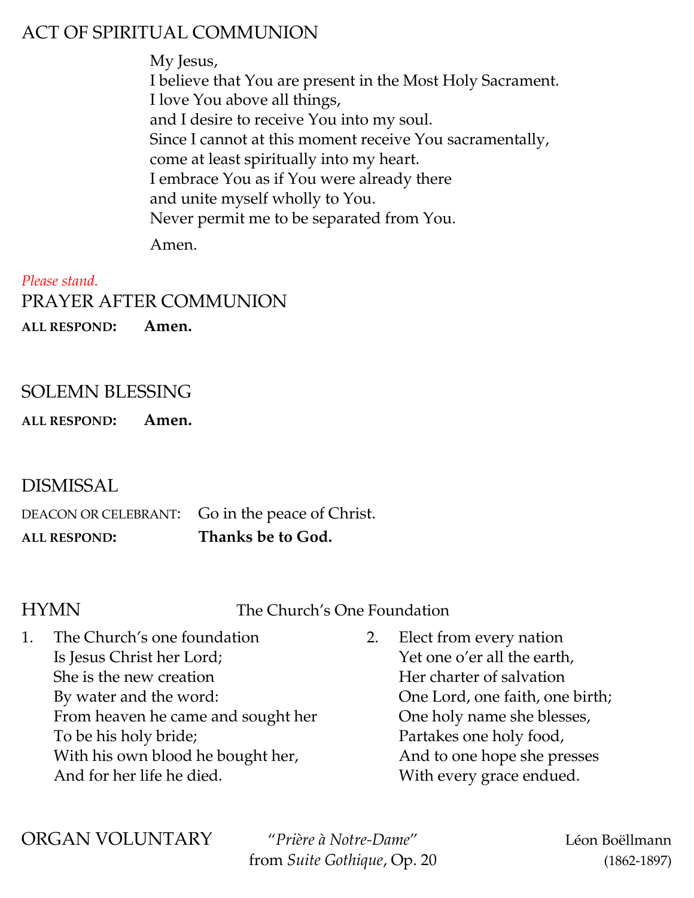## ACT OF SPIRITUAL COMMUNION

My Jesus,
I believe that You are present in the Most Holy Sacrament.
I love You above all things,
and I desire to receive You into my soul.
Since I cannot at this moment receive You sacramentally,
come at least spiritually into my heart.
I embrace You as if You were already there
and unite myself wholly to You.
Never permit me to be separated from You.

Amen.

*Please stand.*

## PRAYER AFTER COMMUNION

**ALL RESPOND:** **Amen.**

## SOLEMN BLESSING

**ALL RESPOND:** **Amen.**

## DISMISSAL

DEACON OR CELEBRANT: Go in the peace of Christ.

**ALL RESPOND:** **Thanks be to God.**

## HYMN

The Church's One Foundation

1. The Church's one foundation
Is Jesus Christ her Lord;
She is the new creation
By water and the word:
From heaven he came and sought her
To be his holy bride;
With his own blood he bought her,
And for her life he died.

2. Elect from every nation
Yet one o'er all the earth,
Her charter of salvation
One Lord, one faith, one birth;
One holy name she blesses,
Partakes one holy food,
And to one hope she presses
With every grace endued.

## ORGAN VOLUNTARY

"*Prière à Notre-Dame*"
from *Suite Gothique*, Op. 20

Léon Boëllmann
(1862-1897)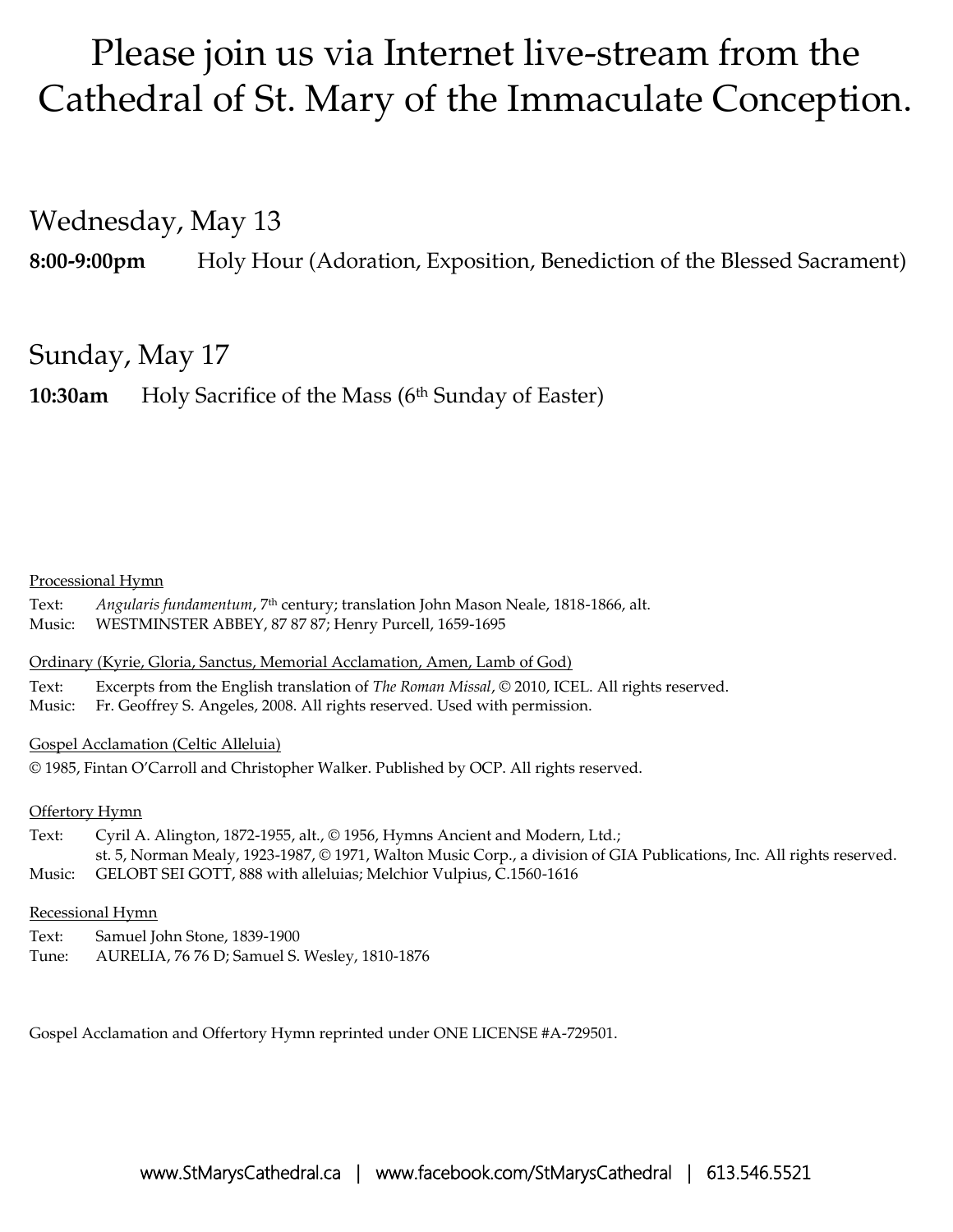# Please join us via Internet live-stream from the Cathedral of St. Mary of the Immaculate Conception.

## Wednesday, May 13

**8:00-9:00pm** Holy Hour (Adoration, Exposition, Benediction of the Blessed Sacrament)

## Sunday, May 17

**10:30am** Holy Sacrifice of the Mass (6th Sunday of Easter)

Processional Hymn

Text: *Angularis fundamentum*, 7th century; translation John Mason Neale, 1818-1866, alt.
Music: WESTMINSTER ABBEY, 87 87 87; Henry Purcell, 1659-1695

Ordinary (Kyrie, Gloria, Sanctus, Memorial Acclamation, Amen, Lamb of God)

Text: Excerpts from the English translation of *The Roman Missal*, © 2010, ICEL. All rights reserved.
Music: Fr. Geoffrey S. Angeles, 2008. All rights reserved. Used with permission.

Gospel Acclamation (Celtic Alleluia)

© 1985, Fintan O'Carroll and Christopher Walker. Published by OCP. All rights reserved.

Offertory Hymn

Text: Cyril A. Alington, 1872-1955, alt., © 1956, Hymns Ancient and Modern, Ltd.;
st. 5, Norman Mealy, 1923-1987, © 1971, Walton Music Corp., a division of GIA Publications, Inc. All rights reserved.
Music: GELOBT SEI GOTT, 888 with alleluias; Melchior Vulpius, C.1560-1616

Recessional Hymn

Text: Samuel John Stone, 1839-1900
Tune: AURELIA, 76 76 D; Samuel S. Wesley, 1810-1876

Gospel Acclamation and Offertory Hymn reprinted under ONE LICENSE #A-729501.

www.StMarysCathedral.ca | www.facebook.com/StMarysCathedral | 613.546.5521